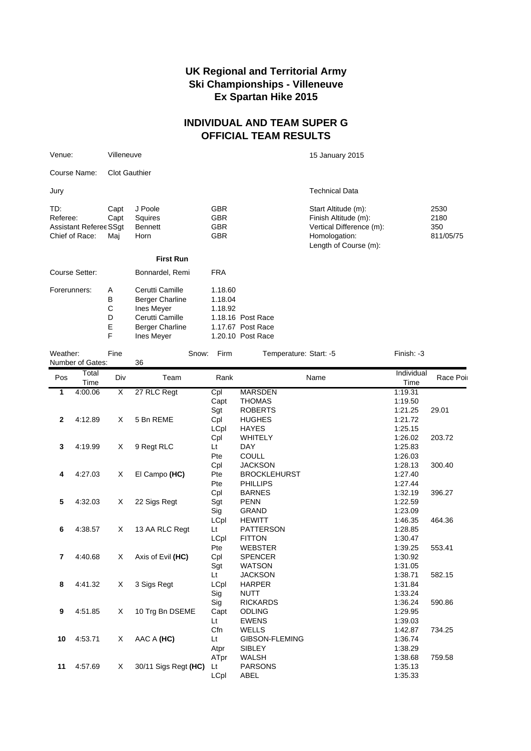# UK Regional and Territorial Army Ski Championships - Villeneuve
# Ex Spartan Hike 2015

## INDIVIDUAL AND TEAM SUPER G
## OFFICIAL TEAM RESULTS

Venue: Villeneuve — 15 January 2015

Course Name: Clot Gauthier

**Jury**

| | | | |
|---|---|---|---|
| TD: | Capt | J Poole | GBR |
| Referee: | Capt | Squires | GBR |
| Assistant Referee | SSgt | Bennett | GBR |
| Chief of Race: | Maj | Horn | GBR |

**Technical Data**

| | |
|---|---|
| Start Altitude (m): | 2530 |
| Finish Altitude (m): | 2180 |
| Vertical Difference (m): | 350 |
| Homologation: | 811/05/75 |
| Length of Course (m): | |

**First Run**

Course Setter: Bonnardel, Remi FRA

| Forerunners: | | | |
|---|---|---|---|
| A | Cerutti Camille | 1.18.60 | |
| B | Berger Charline | 1.18.04 | |
| C | Ines Meyer | 1.18.92 | |
| D | Cerutti Camille | 1.18.16 | Post Race |
| E | Berger Charline | 1.17.67 | Post Race |
| F | Ines Meyer | 1.20.10 | Post Race |

Weather: Fine — Snow: Firm — Temperature: Start: -5 — Finish: -3

Number of Gates: 36

| Pos | Total Time | Div | Team | Rank | Name | Individual Time | Race Points |
|---|---|---|---|---|---|---|---|
| 1 | 4:00.06 | X | 27 RLC Regt | Cpl | MARSDEN | 1:19.31 | |
| | | | | Capt | THOMAS | 1:19.50 | |
| | | | | Sgt | ROBERTS | 1:21.25 | 29.01 |
| 2 | 4:12.89 | X | 5 Bn REME | Cpl | HUGHES | 1:21.72 | |
| | | | | LCpl | HAYES | 1:25.15 | |
| | | | | Cpl | WHITELY | 1:26.02 | 203.72 |
| 3 | 4:19.99 | X | 9 Regt RLC | Lt | DAY | 1:25.83 | |
| | | | | Pte | COULL | 1:26.03 | |
| | | | | Cpl | JACKSON | 1:28.13 | 300.40 |
| 4 | 4:27.03 | X | El Campo **(HC)** | Pte | BROCKLEHURST | 1:27.40 | |
| | | | | Pte | PHILLIPS | 1:27.44 | |
| | | | | Cpl | BARNES | 1:32.19 | 396.27 |
| 5 | 4:32.03 | X | 22 Sigs Regt | Sgt | PENN | 1:22.59 | |
| | | | | Sig | GRAND | 1:23.09 | |
| | | | | LCpl | HEWITT | 1:46.35 | 464.36 |
| 6 | 4:38.57 | X | 13 AA RLC Regt | Lt | PATTERSON | 1:28.85 | |
| | | | | LCpl | FITTON | 1:30.47 | |
| | | | | Pte | WEBSTER | 1:39.25 | 553.41 |
| 7 | 4:40.68 | X | Axis of Evil **(HC)** | Cpl | SPENCER | 1:30.92 | |
| | | | | Sgt | WATSON | 1:31.05 | |
| | | | | Lt | JACKSON | 1:38.71 | 582.15 |
| 8 | 4:41.32 | X | 3 Sigs Regt | LCpl | HARPER | 1:31.84 | |
| | | | | Sig | NUTT | 1:33.24 | |
| | | | | Sig | RICKARDS | 1:36.24 | 590.86 |
| 9 | 4:51.85 | X | 10 Trg Bn DSEME | Capt | ODLING | 1:29.95 | |
| | | | | Lt | EWENS | 1:39.03 | |
| | | | | Cfn | WELLS | 1:42.87 | 734.25 |
| 10 | 4:53.71 | X | AAC A **(HC)** | Lt | GIBSON-FLEMING | 1:36.74 | |
| | | | | Atpr | SIBLEY | 1:38.29 | |
| | | | | ATpr | WALSH | 1:38.68 | 759.58 |
| 11 | 4:57.69 | X | 30/11 Sigs Regt **(HC)** | Lt | PARSONS | 1:35.13 | |
| | | | | LCpl | ABEL | 1:35.33 | |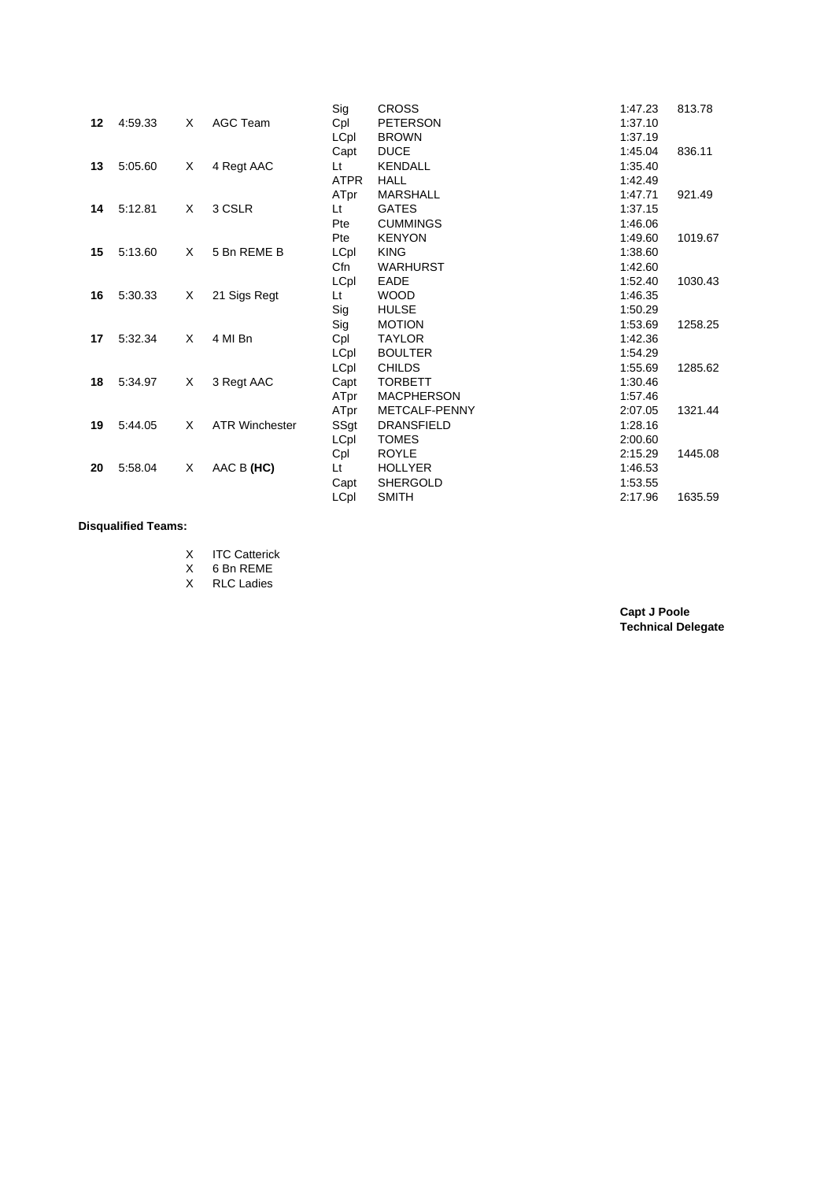| Pos | Time | | Team | Rank | Name | Leg Time | Points |
|---|---|---|---|---|---|---|---|
| | | | | Sig | CROSS | 1:47.23 | 813.78 |
| **12** | 4:59.33 | X | AGC Team | Cpl | PETERSON | 1:37.10 | |
| | | | | LCpl | BROWN | 1:37.19 | |
| | | | | Capt | DUCE | 1:45.04 | 836.11 |
| **13** | 5:05.60 | X | 4 Regt AAC | Lt | KENDALL | 1:35.40 | |
| | | | | ATPR | HALL | 1:42.49 | |
| | | | | ATpr | MARSHALL | 1:47.71 | 921.49 |
| **14** | 5:12.81 | X | 3 CSLR | Lt | GATES | 1:37.15 | |
| | | | | Pte | CUMMINGS | 1:46.06 | |
| | | | | Pte | KENYON | 1:49.60 | 1019.67 |
| **15** | 5:13.60 | X | 5 Bn REME B | LCpl | KING | 1:38.60 | |
| | | | | Cfn | WARHURST | 1:42.60 | |
| | | | | LCpl | EADE | 1:52.40 | 1030.43 |
| **16** | 5:30.33 | X | 21 Sigs Regt | Lt | WOOD | 1:46.35 | |
| | | | | Sig | HULSE | 1:50.29 | |
| | | | | Sig | MOTION | 1:53.69 | 1258.25 |
| **17** | 5:32.34 | X | 4 MI Bn | Cpl | TAYLOR | 1:42.36 | |
| | | | | LCpl | BOULTER | 1:54.29 | |
| | | | | LCpl | CHILDS | 1:55.69 | 1285.62 |
| **18** | 5:34.97 | X | 3 Regt AAC | Capt | TORBETT | 1:30.46 | |
| | | | | ATpr | MACPHERSON | 1:57.46 | |
| | | | | ATpr | METCALF-PENNY | 2:07.05 | 1321.44 |
| **19** | 5:44.05 | X | ATR Winchester | SSgt | DRANSFIELD | 1:28.16 | |
| | | | | LCpl | TOMES | 2:00.60 | |
| | | | | Cpl | ROYLE | 2:15.29 | 1445.08 |
| **20** | 5:58.04 | X | AAC B **(HC)** | Lt | HOLLYER | 1:46.53 | |
| | | | | Capt | SHERGOLD | 1:53.55 | |
| | | | | LCpl | SMITH | 2:17.96 | 1635.59 |

**Disqualified Teams:**

X ITC Catterick
X 6 Bn REME
X RLC Ladies

**Capt J Poole**
**Technical Delegate**